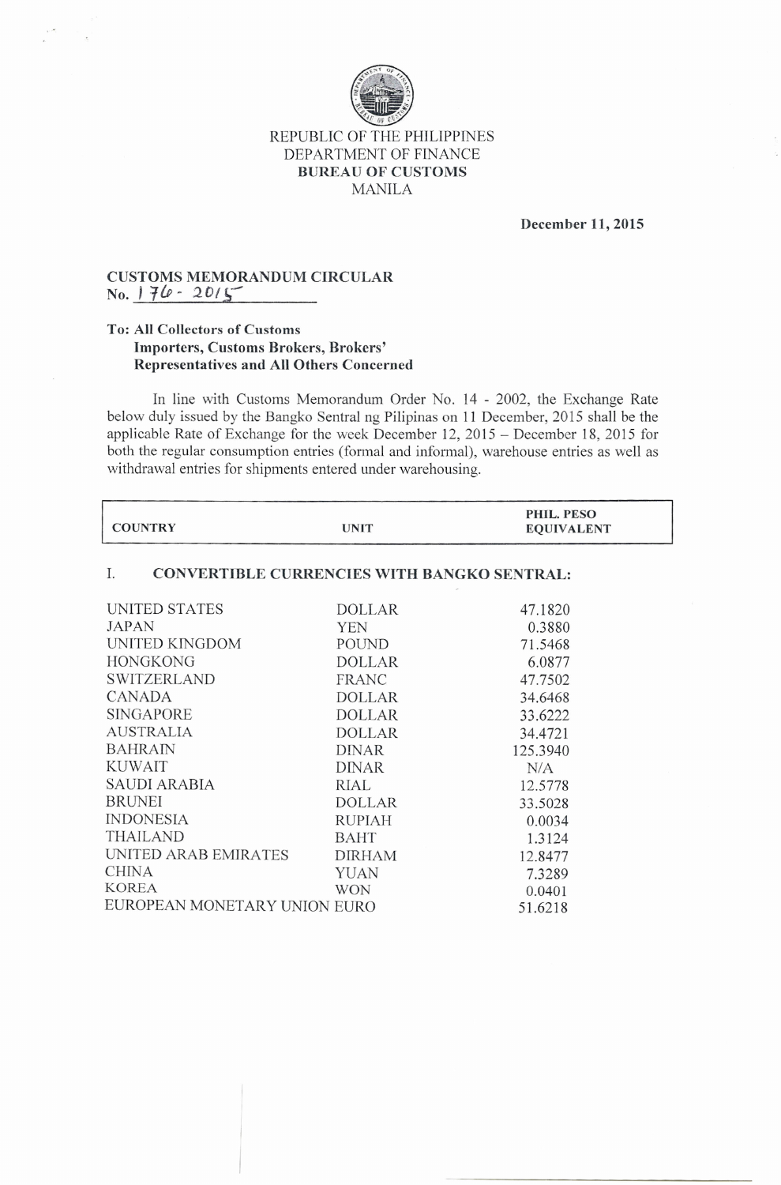REPUBLIC OF THE PHILIPPINES
DEPARTMENT OF FINANCE
**BUREAU OF CUSTOMS**
MANILA

**December 11, 2015**

**CUSTOMS MEMORANDUM CIRCULAR**
**No. 176 - 2015**

**To: All Collectors of Customs**
**Importers, Customs Brokers, Brokers' Representatives and All Others Concerned**

In line with Customs Memorandum Order No. 14 - 2002, the Exchange Rate below duly issued by the Bangko Sentral ng Pilipinas on 11 December, 2015 shall be the applicable Rate of Exchange for the week December 12, 2015 – December 18, 2015 for both the regular consumption entries (formal and informal), warehouse entries as well as withdrawal entries for shipments entered under warehousing.

| COUNTRY | UNIT | PHIL. PESO EQUIVALENT |
|---|---|---|
| **I. CONVERTIBLE CURRENCIES WITH BANGKO SENTRAL:** | | |
| UNITED STATES | DOLLAR | 47.1820 |
| JAPAN | YEN | 0.3880 |
| UNITED KINGDOM | POUND | 71.5468 |
| HONGKONG | DOLLAR | 6.0877 |
| SWITZERLAND | FRANC | 47.7502 |
| CANADA | DOLLAR | 34.6468 |
| SINGAPORE | DOLLAR | 33.6222 |
| AUSTRALIA | DOLLAR | 34.4721 |
| BAHRAIN | DINAR | 125.3940 |
| KUWAIT | DINAR | N/A |
| SAUDI ARABIA | RIAL | 12.5778 |
| BRUNEI | DOLLAR | 33.5028 |
| INDONESIA | RUPIAH | 0.0034 |
| THAILAND | BAHT | 1.3124 |
| UNITED ARAB EMIRATES | DIRHAM | 12.8477 |
| CHINA | YUAN | 7.3289 |
| KOREA | WON | 0.0401 |
| EUROPEAN MONETARY UNION | EURO | 51.6218 |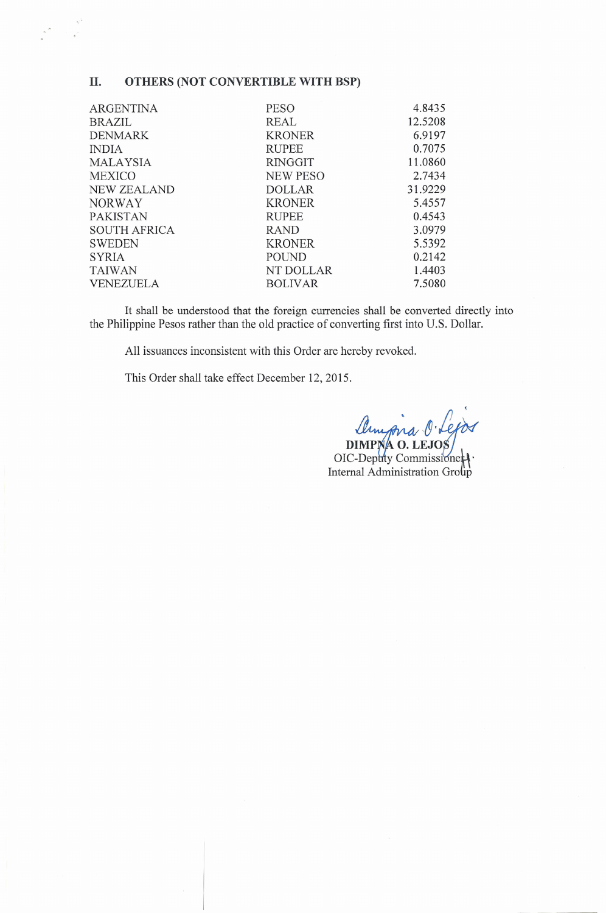## II. OTHERS (NOT CONVERTIBLE WITH BSP)

| | | |
|---|---|---|
| ARGENTINA | PESO | 4.8435 |
| BRAZIL | REAL | 12.5208 |
| DENMARK | KRONER | 6.9197 |
| INDIA | RUPEE | 0.7075 |
| MALAYSIA | RINGGIT | 11.0860 |
| MEXICO | NEW PESO | 2.7434 |
| NEW ZEALAND | DOLLAR | 31.9229 |
| NORWAY | KRONER | 5.4557 |
| PAKISTAN | RUPEE | 0.4543 |
| SOUTH AFRICA | RAND | 3.0979 |
| SWEDEN | KRONER | 5.5392 |
| SYRIA | POUND | 0.2142 |
| TAIWAN | NT DOLLAR | 1.4403 |
| VENEZUELA | BOLIVAR | 7.5080 |

It shall be understood that the foreign currencies shall be converted directly into the Philippine Pesos rather than the old practice of converting first into U.S. Dollar.

All issuances inconsistent with this Order are hereby revoked.

This Order shall take effect December 12, 2015.

**DIMPNA O. LEJOS**
OIC-Deputy Commissioner
Internal Administration Group